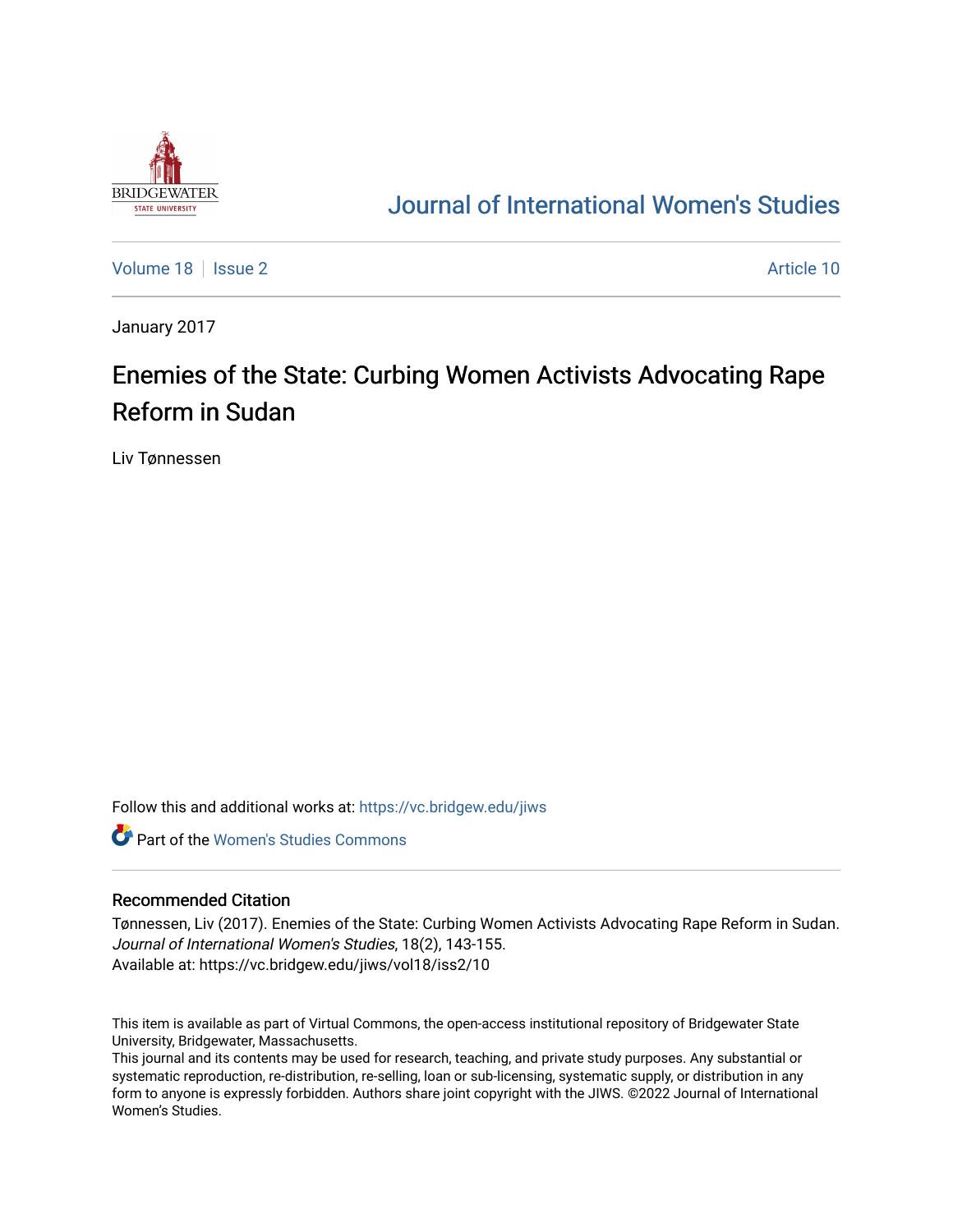BRIDGEWATER STATE UNIVERSITY

# Journal of International Women's Studies

Volume 18 | Issue 2 | Article 10

January 2017

# Enemies of the State: Curbing Women Activists Advocating Rape Reform in Sudan

Liv Tønnessen

Follow this and additional works at: https://vc.bridgew.edu/jiws

Part of the Women's Studies Commons

## Recommended Citation

Tønnessen, Liv (2017). Enemies of the State: Curbing Women Activists Advocating Rape Reform in Sudan. *Journal of International Women's Studies*, 18(2), 143-155.
Available at: https://vc.bridgew.edu/jiws/vol18/iss2/10

This item is available as part of Virtual Commons, the open-access institutional repository of Bridgewater State University, Bridgewater, Massachusetts.
This journal and its contents may be used for research, teaching, and private study purposes. Any substantial or systematic reproduction, re-distribution, re-selling, loan or sub-licensing, systematic supply, or distribution in any form to anyone is expressly forbidden. Authors share joint copyright with the JIWS. ©2022 Journal of International Women's Studies.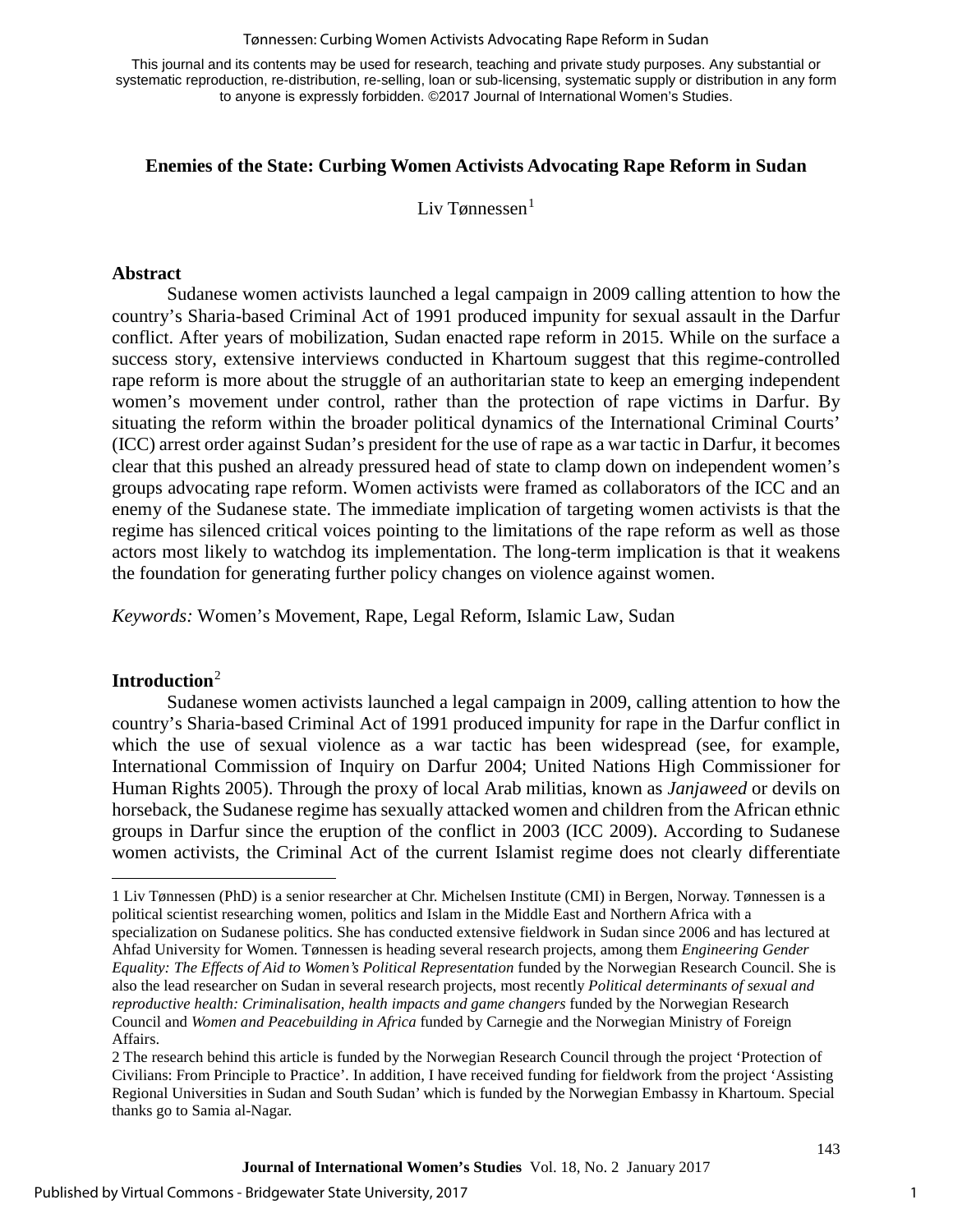This journal and its contents may be used for research, teaching and private study purposes. Any substantial or systematic reproduction, re-distribution, re-selling, loan or sub-licensing, systematic supply or distribution in any form to anyone is expressly forbidden. ©2017 Journal of International Women's Studies.

# Enemies of the State: Curbing Women Activists Advocating Rape Reform in Sudan

Liv Tønnessen[1]

## Abstract

Sudanese women activists launched a legal campaign in 2009 calling attention to how the country's Sharia-based Criminal Act of 1991 produced impunity for sexual assault in the Darfur conflict. After years of mobilization, Sudan enacted rape reform in 2015. While on the surface a success story, extensive interviews conducted in Khartoum suggest that this regime-controlled rape reform is more about the struggle of an authoritarian state to keep an emerging independent women's movement under control, rather than the protection of rape victims in Darfur. By situating the reform within the broader political dynamics of the International Criminal Courts' (ICC) arrest order against Sudan's president for the use of rape as a war tactic in Darfur, it becomes clear that this pushed an already pressured head of state to clamp down on independent women's groups advocating rape reform. Women activists were framed as collaborators of the ICC and an enemy of the Sudanese state. The immediate implication of targeting women activists is that the regime has silenced critical voices pointing to the limitations of the rape reform as well as those actors most likely to watchdog its implementation. The long-term implication is that it weakens the foundation for generating further policy changes on violence against women.

*Keywords:* Women's Movement, Rape, Legal Reform, Islamic Law, Sudan

## Introduction[2]

Sudanese women activists launched a legal campaign in 2009, calling attention to how the country's Sharia-based Criminal Act of 1991 produced impunity for rape in the Darfur conflict in which the use of sexual violence as a war tactic has been widespread (see, for example, International Commission of Inquiry on Darfur 2004; United Nations High Commissioner for Human Rights 2005). Through the proxy of local Arab militias, known as *Janjaweed* or devils on horseback, the Sudanese regime has sexually attacked women and children from the African ethnic groups in Darfur since the eruption of the conflict in 2003 (ICC 2009). According to Sudanese women activists, the Criminal Act of the current Islamist regime does not clearly differentiate

---

1 Liv Tønnessen (PhD) is a senior researcher at Chr. Michelsen Institute (CMI) in Bergen, Norway. Tønnessen is a political scientist researching women, politics and Islam in the Middle East and Northern Africa with a specialization on Sudanese politics. She has conducted extensive fieldwork in Sudan since 2006 and has lectured at Ahfad University for Women. Tønnessen is heading several research projects, among them *Engineering Gender Equality: The Effects of Aid to Women's Political Representation* funded by the Norwegian Research Council. She is also the lead researcher on Sudan in several research projects, most recently *Political determinants of sexual and reproductive health: Criminalisation, health impacts and game changers* funded by the Norwegian Research Council and *Women and Peacebuilding in Africa* funded by Carnegie and the Norwegian Ministry of Foreign Affairs.

2 The research behind this article is funded by the Norwegian Research Council through the project 'Protection of Civilians: From Principle to Practice'. In addition, I have received funding for fieldwork from the project 'Assisting Regional Universities in Sudan and South Sudan' which is funded by the Norwegian Embassy in Khartoum. Special thanks go to Samia al-Nagar.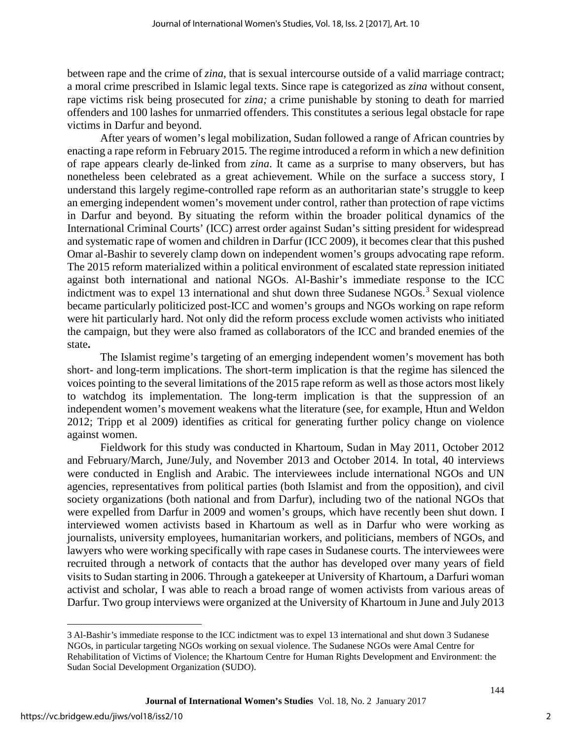between rape and the crime of *zina*, that is sexual intercourse outside of a valid marriage contract; a moral crime prescribed in Islamic legal texts. Since rape is categorized as *zina* without consent, rape victims risk being prosecuted for *zina;* a crime punishable by stoning to death for married offenders and 100 lashes for unmarried offenders. This constitutes a serious legal obstacle for rape victims in Darfur and beyond.

After years of women's legal mobilization, Sudan followed a range of African countries by enacting a rape reform in February 2015. The regime introduced a reform in which a new definition of rape appears clearly de-linked from *zina*. It came as a surprise to many observers, but has nonetheless been celebrated as a great achievement. While on the surface a success story, I understand this largely regime-controlled rape reform as an authoritarian state's struggle to keep an emerging independent women's movement under control, rather than protection of rape victims in Darfur and beyond. By situating the reform within the broader political dynamics of the International Criminal Courts' (ICC) arrest order against Sudan's sitting president for widespread and systematic rape of women and children in Darfur (ICC 2009), it becomes clear that this pushed Omar al-Bashir to severely clamp down on independent women's groups advocating rape reform. The 2015 reform materialized within a political environment of escalated state repression initiated against both international and national NGOs. Al-Bashir's immediate response to the ICC indictment was to expel 13 international and shut down three Sudanese NGOs.[3] Sexual violence became particularly politicized post-ICC and women's groups and NGOs working on rape reform were hit particularly hard. Not only did the reform process exclude women activists who initiated the campaign, but they were also framed as collaborators of the ICC and branded enemies of the state**.**

The Islamist regime's targeting of an emerging independent women's movement has both short- and long-term implications. The short-term implication is that the regime has silenced the voices pointing to the several limitations of the 2015 rape reform as well as those actors most likely to watchdog its implementation. The long-term implication is that the suppression of an independent women's movement weakens what the literature (see, for example, Htun and Weldon 2012; Tripp et al 2009) identifies as critical for generating further policy change on violence against women.

Fieldwork for this study was conducted in Khartoum, Sudan in May 2011, October 2012 and February/March, June/July, and November 2013 and October 2014. In total, 40 interviews were conducted in English and Arabic. The interviewees include international NGOs and UN agencies, representatives from political parties (both Islamist and from the opposition), and civil society organizations (both national and from Darfur), including two of the national NGOs that were expelled from Darfur in 2009 and women's groups, which have recently been shut down. I interviewed women activists based in Khartoum as well as in Darfur who were working as journalists, university employees, humanitarian workers, and politicians, members of NGOs, and lawyers who were working specifically with rape cases in Sudanese courts. The interviewees were recruited through a network of contacts that the author has developed over many years of field visits to Sudan starting in 2006. Through a gatekeeper at University of Khartoum, a Darfuri woman activist and scholar, I was able to reach a broad range of women activists from various areas of Darfur. Two group interviews were organized at the University of Khartoum in June and July 2013

---

[3] Al-Bashir's immediate response to the ICC indictment was to expel 13 international and shut down 3 Sudanese NGOs, in particular targeting NGOs working on sexual violence. The Sudanese NGOs were Amal Centre for Rehabilitation of Victims of Violence; the Khartoum Centre for Human Rights Development and Environment: the Sudan Social Development Organization (SUDO).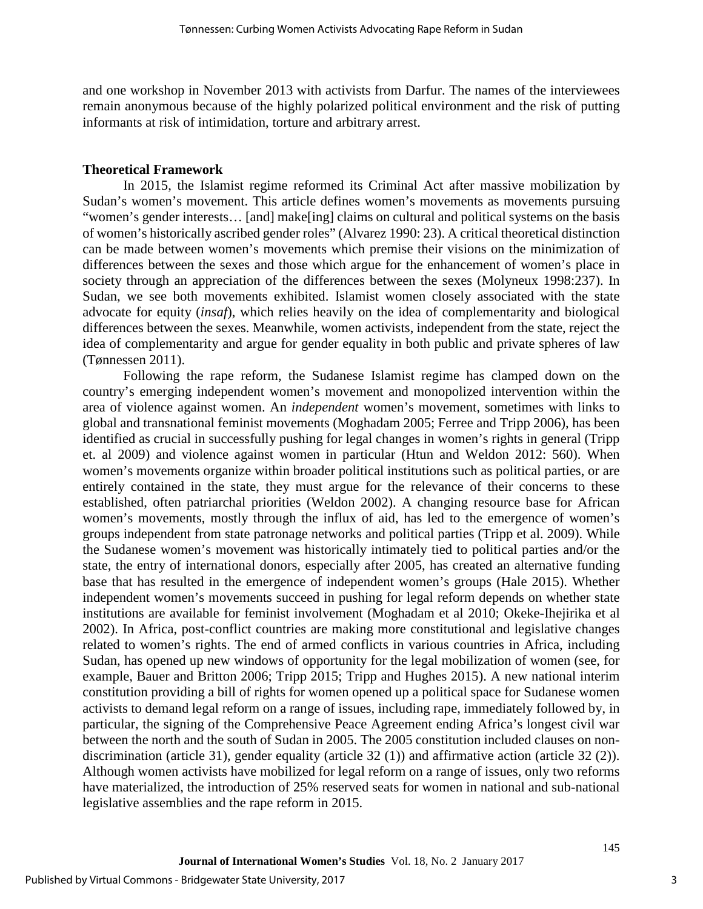and one workshop in November 2013 with activists from Darfur. The names of the interviewees remain anonymous because of the highly polarized political environment and the risk of putting informants at risk of intimidation, torture and arbitrary arrest.

## Theoretical Framework

In 2015, the Islamist regime reformed its Criminal Act after massive mobilization by Sudan's women's movement. This article defines women's movements as movements pursuing "women's gender interests… [and] make[ing] claims on cultural and political systems on the basis of women's historically ascribed gender roles" (Alvarez 1990: 23). A critical theoretical distinction can be made between women's movements which premise their visions on the minimization of differences between the sexes and those which argue for the enhancement of women's place in society through an appreciation of the differences between the sexes (Molyneux 1998:237). In Sudan, we see both movements exhibited. Islamist women closely associated with the state advocate for equity (*insaf*), which relies heavily on the idea of complementarity and biological differences between the sexes. Meanwhile, women activists, independent from the state, reject the idea of complementarity and argue for gender equality in both public and private spheres of law (Tønnessen 2011).

Following the rape reform, the Sudanese Islamist regime has clamped down on the country's emerging independent women's movement and monopolized intervention within the area of violence against women. An *independent* women's movement, sometimes with links to global and transnational feminist movements (Moghadam 2005; Ferree and Tripp 2006), has been identified as crucial in successfully pushing for legal changes in women's rights in general (Tripp et. al 2009) and violence against women in particular (Htun and Weldon 2012: 560). When women's movements organize within broader political institutions such as political parties, or are entirely contained in the state, they must argue for the relevance of their concerns to these established, often patriarchal priorities (Weldon 2002). A changing resource base for African women's movements, mostly through the influx of aid, has led to the emergence of women's groups independent from state patronage networks and political parties (Tripp et al. 2009). While the Sudanese women's movement was historically intimately tied to political parties and/or the state, the entry of international donors, especially after 2005, has created an alternative funding base that has resulted in the emergence of independent women's groups (Hale 2015). Whether independent women's movements succeed in pushing for legal reform depends on whether state institutions are available for feminist involvement (Moghadam et al 2010; Okeke-Ihejirika et al 2002). In Africa, post-conflict countries are making more constitutional and legislative changes related to women's rights. The end of armed conflicts in various countries in Africa, including Sudan, has opened up new windows of opportunity for the legal mobilization of women (see, for example, Bauer and Britton 2006; Tripp 2015; Tripp and Hughes 2015). A new national interim constitution providing a bill of rights for women opened up a political space for Sudanese women activists to demand legal reform on a range of issues, including rape, immediately followed by, in particular, the signing of the Comprehensive Peace Agreement ending Africa's longest civil war between the north and the south of Sudan in 2005. The 2005 constitution included clauses on non-discrimination (article 31), gender equality (article 32 (1)) and affirmative action (article 32 (2)). Although women activists have mobilized for legal reform on a range of issues, only two reforms have materialized, the introduction of 25% reserved seats for women in national and sub-national legislative assemblies and the rape reform in 2015.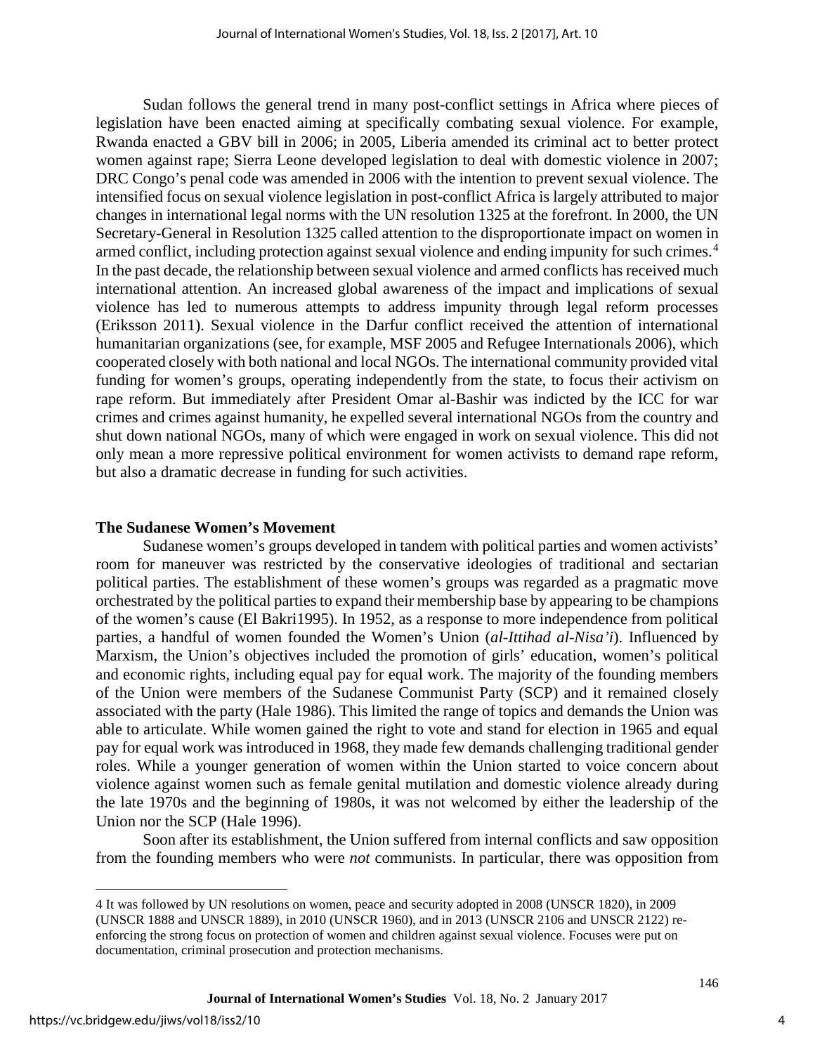Sudan follows the general trend in many post-conflict settings in Africa where pieces of legislation have been enacted aiming at specifically combating sexual violence. For example, Rwanda enacted a GBV bill in 2006; in 2005, Liberia amended its criminal act to better protect women against rape; Sierra Leone developed legislation to deal with domestic violence in 2007; DRC Congo's penal code was amended in 2006 with the intention to prevent sexual violence. The intensified focus on sexual violence legislation in post-conflict Africa is largely attributed to major changes in international legal norms with the UN resolution 1325 at the forefront. In 2000, the UN Secretary-General in Resolution 1325 called attention to the disproportionate impact on women in armed conflict, including protection against sexual violence and ending impunity for such crimes.[4] In the past decade, the relationship between sexual violence and armed conflicts has received much international attention. An increased global awareness of the impact and implications of sexual violence has led to numerous attempts to address impunity through legal reform processes (Eriksson 2011). Sexual violence in the Darfur conflict received the attention of international humanitarian organizations (see, for example, MSF 2005 and Refugee Internationals 2006), which cooperated closely with both national and local NGOs. The international community provided vital funding for women's groups, operating independently from the state, to focus their activism on rape reform. But immediately after President Omar al-Bashir was indicted by the ICC for war crimes and crimes against humanity, he expelled several international NGOs from the country and shut down national NGOs, many of which were engaged in work on sexual violence. This did not only mean a more repressive political environment for women activists to demand rape reform, but also a dramatic decrease in funding for such activities.

## The Sudanese Women's Movement

Sudanese women's groups developed in tandem with political parties and women activists' room for maneuver was restricted by the conservative ideologies of traditional and sectarian political parties. The establishment of these women's groups was regarded as a pragmatic move orchestrated by the political parties to expand their membership base by appearing to be champions of the women's cause (El Bakri1995). In 1952, as a response to more independence from political parties, a handful of women founded the Women's Union (*al-Ittihad al-Nisa'i*). Influenced by Marxism, the Union's objectives included the promotion of girls' education, women's political and economic rights, including equal pay for equal work. The majority of the founding members of the Union were members of the Sudanese Communist Party (SCP) and it remained closely associated with the party (Hale 1986). This limited the range of topics and demands the Union was able to articulate. While women gained the right to vote and stand for election in 1965 and equal pay for equal work was introduced in 1968, they made few demands challenging traditional gender roles. While a younger generation of women within the Union started to voice concern about violence against women such as female genital mutilation and domestic violence already during the late 1970s and the beginning of 1980s, it was not welcomed by either the leadership of the Union nor the SCP (Hale 1996).

Soon after its establishment, the Union suffered from internal conflicts and saw opposition from the founding members who were *not* communists. In particular, there was opposition from

---

4 It was followed by UN resolutions on women, peace and security adopted in 2008 (UNSCR 1820), in 2009 (UNSCR 1888 and UNSCR 1889), in 2010 (UNSCR 1960), and in 2013 (UNSCR 2106 and UNSCR 2122) re-enforcing the strong focus on protection of women and children against sexual violence. Focuses were put on documentation, criminal prosecution and protection mechanisms.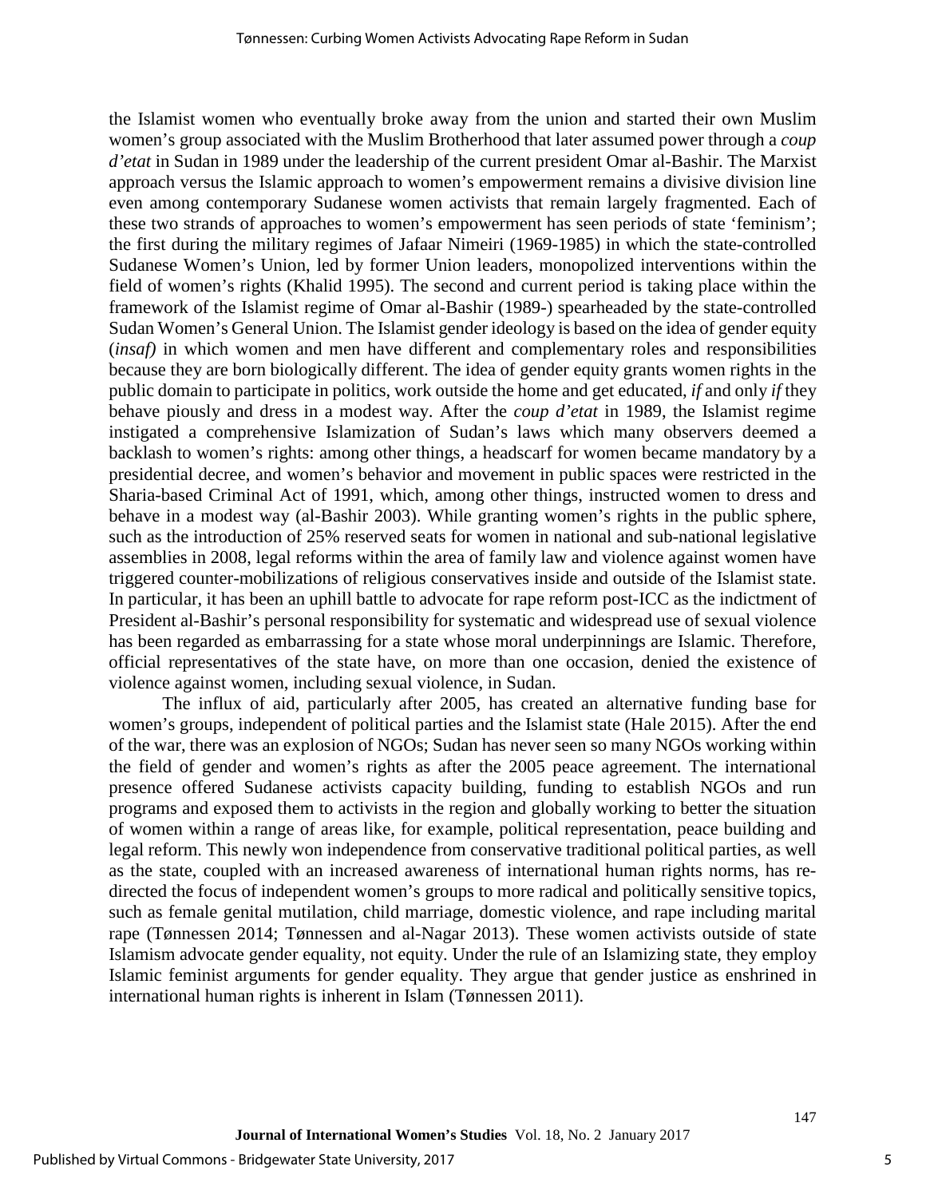the Islamist women who eventually broke away from the union and started their own Muslim women's group associated with the Muslim Brotherhood that later assumed power through a *coup d'etat* in Sudan in 1989 under the leadership of the current president Omar al-Bashir. The Marxist approach versus the Islamic approach to women's empowerment remains a divisive division line even among contemporary Sudanese women activists that remain largely fragmented. Each of these two strands of approaches to women's empowerment has seen periods of state 'feminism'; the first during the military regimes of Jafaar Nimeiri (1969-1985) in which the state-controlled Sudanese Women's Union, led by former Union leaders, monopolized interventions within the field of women's rights (Khalid 1995). The second and current period is taking place within the framework of the Islamist regime of Omar al-Bashir (1989-) spearheaded by the state-controlled Sudan Women's General Union. The Islamist gender ideology is based on the idea of gender equity (*insaf)* in which women and men have different and complementary roles and responsibilities because they are born biologically different. The idea of gender equity grants women rights in the public domain to participate in politics, work outside the home and get educated, *if* and only *if* they behave piously and dress in a modest way. After the *coup d'etat* in 1989, the Islamist regime instigated a comprehensive Islamization of Sudan's laws which many observers deemed a backlash to women's rights: among other things, a headscarf for women became mandatory by a presidential decree, and women's behavior and movement in public spaces were restricted in the Sharia-based Criminal Act of 1991, which, among other things, instructed women to dress and behave in a modest way (al-Bashir 2003). While granting women's rights in the public sphere, such as the introduction of 25% reserved seats for women in national and sub-national legislative assemblies in 2008, legal reforms within the area of family law and violence against women have triggered counter-mobilizations of religious conservatives inside and outside of the Islamist state. In particular, it has been an uphill battle to advocate for rape reform post-ICC as the indictment of President al-Bashir's personal responsibility for systematic and widespread use of sexual violence has been regarded as embarrassing for a state whose moral underpinnings are Islamic. Therefore, official representatives of the state have, on more than one occasion, denied the existence of violence against women, including sexual violence, in Sudan.

The influx of aid, particularly after 2005, has created an alternative funding base for women's groups, independent of political parties and the Islamist state (Hale 2015). After the end of the war, there was an explosion of NGOs; Sudan has never seen so many NGOs working within the field of gender and women's rights as after the 2005 peace agreement. The international presence offered Sudanese activists capacity building, funding to establish NGOs and run programs and exposed them to activists in the region and globally working to better the situation of women within a range of areas like, for example, political representation, peace building and legal reform. This newly won independence from conservative traditional political parties, as well as the state, coupled with an increased awareness of international human rights norms, has re-directed the focus of independent women's groups to more radical and politically sensitive topics, such as female genital mutilation, child marriage, domestic violence, and rape including marital rape (Tønnessen 2014; Tønnessen and al-Nagar 2013). These women activists outside of state Islamism advocate gender equality, not equity. Under the rule of an Islamizing state, they employ Islamic feminist arguments for gender equality. They argue that gender justice as enshrined in international human rights is inherent in Islam (Tønnessen 2011).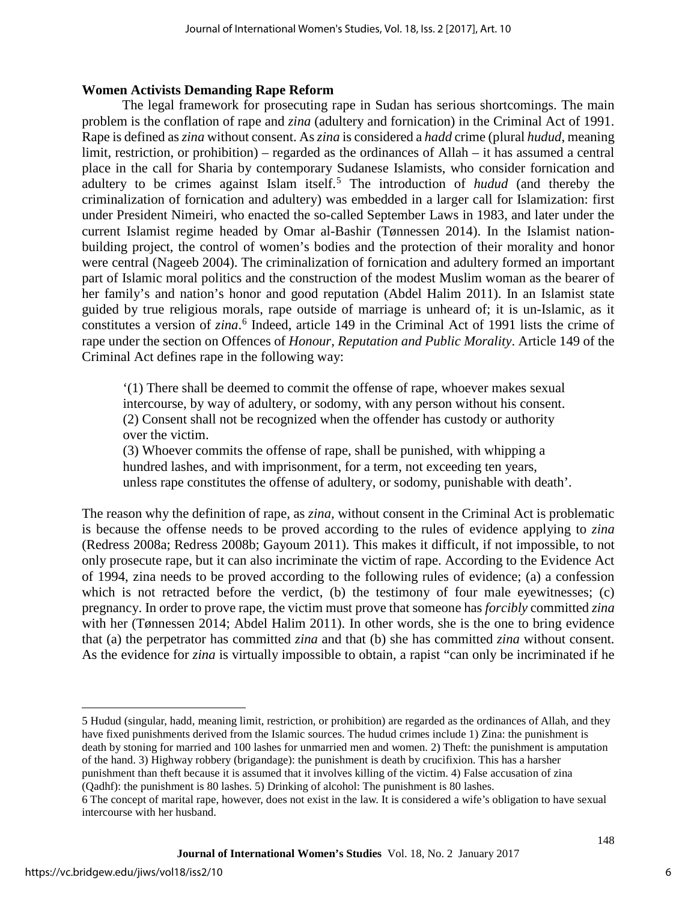**Women Activists Demanding Rape Reform**

The legal framework for prosecuting rape in Sudan has serious shortcomings. The main problem is the conflation of rape and *zina* (adultery and fornication) in the Criminal Act of 1991. Rape is defined as *zina* without consent. As *zina* is considered a *hadd* crime (plural *hudud*, meaning limit, restriction, or prohibition) – regarded as the ordinances of Allah – it has assumed a central place in the call for Sharia by contemporary Sudanese Islamists, who consider fornication and adultery to be crimes against Islam itself.[5] The introduction of *hudud* (and thereby the criminalization of fornication and adultery) was embedded in a larger call for Islamization: first under President Nimeiri, who enacted the so-called September Laws in 1983, and later under the current Islamist regime headed by Omar al-Bashir (Tønnessen 2014). In the Islamist nation-building project, the control of women's bodies and the protection of their morality and honor were central (Nageeb 2004). The criminalization of fornication and adultery formed an important part of Islamic moral politics and the construction of the modest Muslim woman as the bearer of her family's and nation's honor and good reputation (Abdel Halim 2011). In an Islamist state guided by true religious morals, rape outside of marriage is unheard of; it is un-Islamic, as it constitutes a version of *zina*.[6] Indeed, article 149 in the Criminal Act of 1991 lists the crime of rape under the section on Offences of *Honour, Reputation and Public Morality*. Article 149 of the Criminal Act defines rape in the following way:

> '(1) There shall be deemed to commit the offense of rape, whoever makes sexual intercourse, by way of adultery, or sodomy, with any person without his consent.
> (2) Consent shall not be recognized when the offender has custody or authority over the victim.
> (3) Whoever commits the offense of rape, shall be punished, with whipping a hundred lashes, and with imprisonment, for a term, not exceeding ten years, unless rape constitutes the offense of adultery, or sodomy, punishable with death'.

The reason why the definition of rape, as *zina*, without consent in the Criminal Act is problematic is because the offense needs to be proved according to the rules of evidence applying to *zina* (Redress 2008a; Redress 2008b; Gayoum 2011). This makes it difficult, if not impossible, to not only prosecute rape, but it can also incriminate the victim of rape. According to the Evidence Act of 1994, zina needs to be proved according to the following rules of evidence; (a) a confession which is not retracted before the verdict, (b) the testimony of four male eyewitnesses; (c) pregnancy. In order to prove rape, the victim must prove that someone has *forcibly* committed *zina* with her (Tønnessen 2014; Abdel Halim 2011). In other words, she is the one to bring evidence that (a) the perpetrator has committed *zina* and that (b) she has committed *zina* without consent. As the evidence for *zina* is virtually impossible to obtain, a rapist "can only be incriminated if he

---

5 Hudud (singular, hadd, meaning limit, restriction, or prohibition) are regarded as the ordinances of Allah, and they have fixed punishments derived from the Islamic sources. The hudud crimes include 1) Zina: the punishment is death by stoning for married and 100 lashes for unmarried men and women. 2) Theft: the punishment is amputation of the hand. 3) Highway robbery (brigandage): the punishment is death by crucifixion. This has a harsher punishment than theft because it is assumed that it involves killing of the victim. 4) False accusation of zina (Qadhf): the punishment is 80 lashes. 5) Drinking of alcohol: The punishment is 80 lashes.

6 The concept of marital rape, however, does not exist in the law. It is considered a wife's obligation to have sexual intercourse with her husband.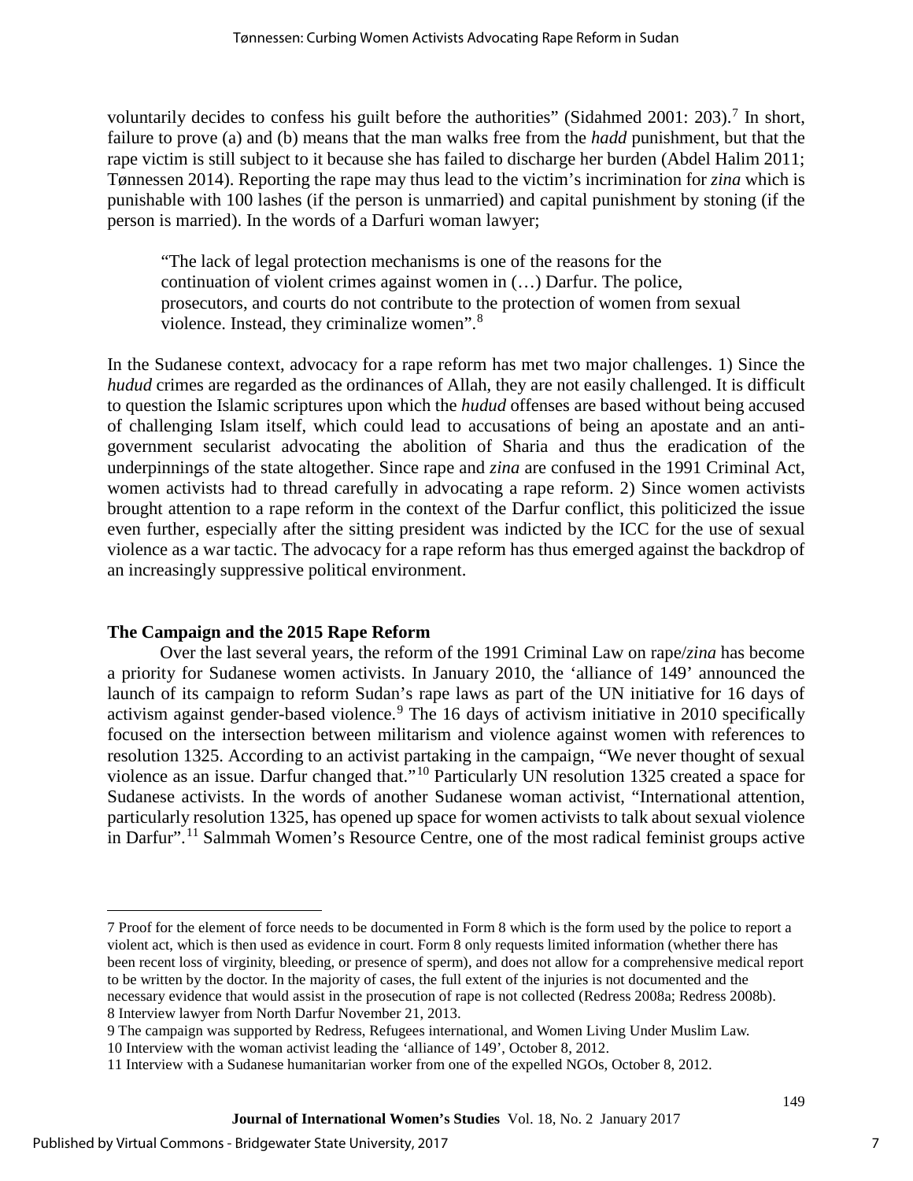voluntarily decides to confess his guilt before the authorities" (Sidahmed 2001: 203).[7] In short, failure to prove (a) and (b) means that the man walks free from the *hadd* punishment, but that the rape victim is still subject to it because she has failed to discharge her burden (Abdel Halim 2011; Tønnessen 2014). Reporting the rape may thus lead to the victim's incrimination for *zina* which is punishable with 100 lashes (if the person is unmarried) and capital punishment by stoning (if the person is married). In the words of a Darfuri woman lawyer;

> "The lack of legal protection mechanisms is one of the reasons for the continuation of violent crimes against women in (…) Darfur. The police, prosecutors, and courts do not contribute to the protection of women from sexual violence. Instead, they criminalize women".[8]

In the Sudanese context, advocacy for a rape reform has met two major challenges. 1) Since the *hudud* crimes are regarded as the ordinances of Allah, they are not easily challenged. It is difficult to question the Islamic scriptures upon which the *hudud* offenses are based without being accused of challenging Islam itself, which could lead to accusations of being an apostate and an anti-government secularist advocating the abolition of Sharia and thus the eradication of the underpinnings of the state altogether. Since rape and *zina* are confused in the 1991 Criminal Act, women activists had to thread carefully in advocating a rape reform. 2) Since women activists brought attention to a rape reform in the context of the Darfur conflict, this politicized the issue even further, especially after the sitting president was indicted by the ICC for the use of sexual violence as a war tactic. The advocacy for a rape reform has thus emerged against the backdrop of an increasingly suppressive political environment.

## The Campaign and the 2015 Rape Reform

Over the last several years, the reform of the 1991 Criminal Law on rape/*zina* has become a priority for Sudanese women activists. In January 2010, the 'alliance of 149' announced the launch of its campaign to reform Sudan's rape laws as part of the UN initiative for 16 days of activism against gender-based violence.[9] The 16 days of activism initiative in 2010 specifically focused on the intersection between militarism and violence against women with references to resolution 1325. According to an activist partaking in the campaign, "We never thought of sexual violence as an issue. Darfur changed that."[10] Particularly UN resolution 1325 created a space for Sudanese activists. In the words of another Sudanese woman activist, "International attention, particularly resolution 1325, has opened up space for women activists to talk about sexual violence in Darfur".[11] Salmmah Women's Resource Centre, one of the most radical feminist groups active

---

7 Proof for the element of force needs to be documented in Form 8 which is the form used by the police to report a violent act, which is then used as evidence in court. Form 8 only requests limited information (whether there has been recent loss of virginity, bleeding, or presence of sperm), and does not allow for a comprehensive medical report to be written by the doctor. In the majority of cases, the full extent of the injuries is not documented and the necessary evidence that would assist in the prosecution of rape is not collected (Redress 2008a; Redress 2008b).

8 Interview lawyer from North Darfur November 21, 2013.

9 The campaign was supported by Redress, Refugees international, and Women Living Under Muslim Law.

10 Interview with the woman activist leading the 'alliance of 149', October 8, 2012.

11 Interview with a Sudanese humanitarian worker from one of the expelled NGOs, October 8, 2012.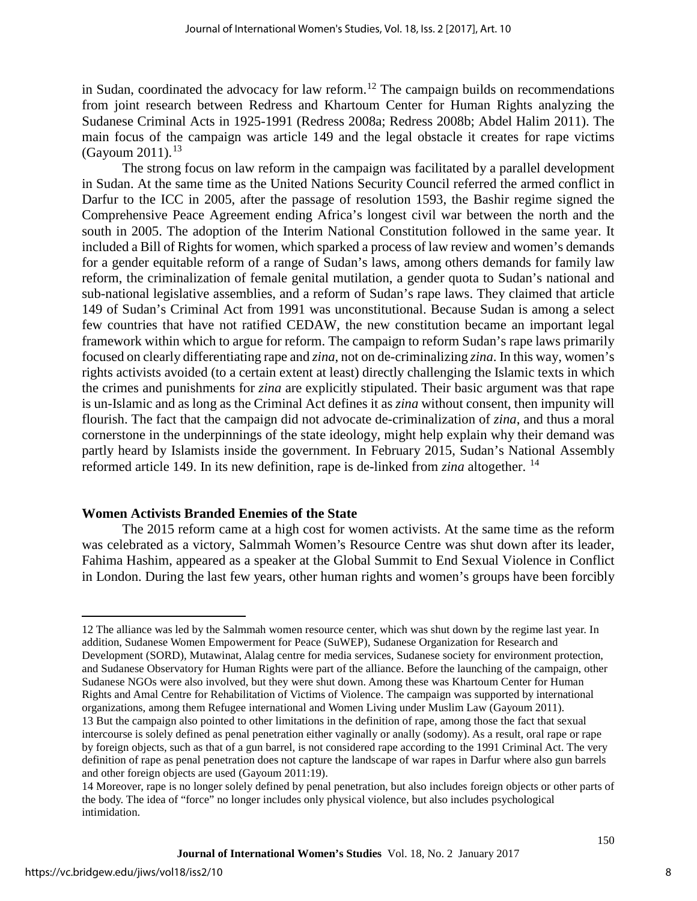in Sudan, coordinated the advocacy for law reform.[12] The campaign builds on recommendations from joint research between Redress and Khartoum Center for Human Rights analyzing the Sudanese Criminal Acts in 1925-1991 (Redress 2008a; Redress 2008b; Abdel Halim 2011). The main focus of the campaign was article 149 and the legal obstacle it creates for rape victims (Gayoum 2011).[13]

The strong focus on law reform in the campaign was facilitated by a parallel development in Sudan. At the same time as the United Nations Security Council referred the armed conflict in Darfur to the ICC in 2005, after the passage of resolution 1593, the Bashir regime signed the Comprehensive Peace Agreement ending Africa's longest civil war between the north and the south in 2005. The adoption of the Interim National Constitution followed in the same year. It included a Bill of Rights for women, which sparked a process of law review and women's demands for a gender equitable reform of a range of Sudan's laws, among others demands for family law reform, the criminalization of female genital mutilation, a gender quota to Sudan's national and sub-national legislative assemblies, and a reform of Sudan's rape laws. They claimed that article 149 of Sudan's Criminal Act from 1991 was unconstitutional. Because Sudan is among a select few countries that have not ratified CEDAW, the new constitution became an important legal framework within which to argue for reform. The campaign to reform Sudan's rape laws primarily focused on clearly differentiating rape and *zina*, not on de-criminalizing *zina*. In this way, women's rights activists avoided (to a certain extent at least) directly challenging the Islamic texts in which the crimes and punishments for *zina* are explicitly stipulated. Their basic argument was that rape is un-Islamic and as long as the Criminal Act defines it as *zina* without consent, then impunity will flourish. The fact that the campaign did not advocate de-criminalization of *zina*, and thus a moral cornerstone in the underpinnings of the state ideology, might help explain why their demand was partly heard by Islamists inside the government. In February 2015, Sudan's National Assembly reformed article 149. In its new definition, rape is de-linked from *zina* altogether. [14]

## Women Activists Branded Enemies of the State

The 2015 reform came at a high cost for women activists. At the same time as the reform was celebrated as a victory, Salmmah Women's Resource Centre was shut down after its leader, Fahima Hashim, appeared as a speaker at the Global Summit to End Sexual Violence in Conflict in London. During the last few years, other human rights and women's groups have been forcibly

---

12 The alliance was led by the Salmmah women resource center, which was shut down by the regime last year. In addition, Sudanese Women Empowerment for Peace (SuWEP), Sudanese Organization for Research and Development (SORD), Mutawinat, Alalag centre for media services, Sudanese society for environment protection, and Sudanese Observatory for Human Rights were part of the alliance. Before the launching of the campaign, other Sudanese NGOs were also involved, but they were shut down. Among these was Khartoum Center for Human Rights and Amal Centre for Rehabilitation of Victims of Violence. The campaign was supported by international organizations, among them Refugee international and Women Living under Muslim Law (Gayoum 2011).

13 But the campaign also pointed to other limitations in the definition of rape, among those the fact that sexual intercourse is solely defined as penal penetration either vaginally or anally (sodomy). As a result, oral rape or rape by foreign objects, such as that of a gun barrel, is not considered rape according to the 1991 Criminal Act. The very definition of rape as penal penetration does not capture the landscape of war rapes in Darfur where also gun barrels and other foreign objects are used (Gayoum 2011:19).

14 Moreover, rape is no longer solely defined by penal penetration, but also includes foreign objects or other parts of the body. The idea of "force" no longer includes only physical violence, but also includes psychological intimidation.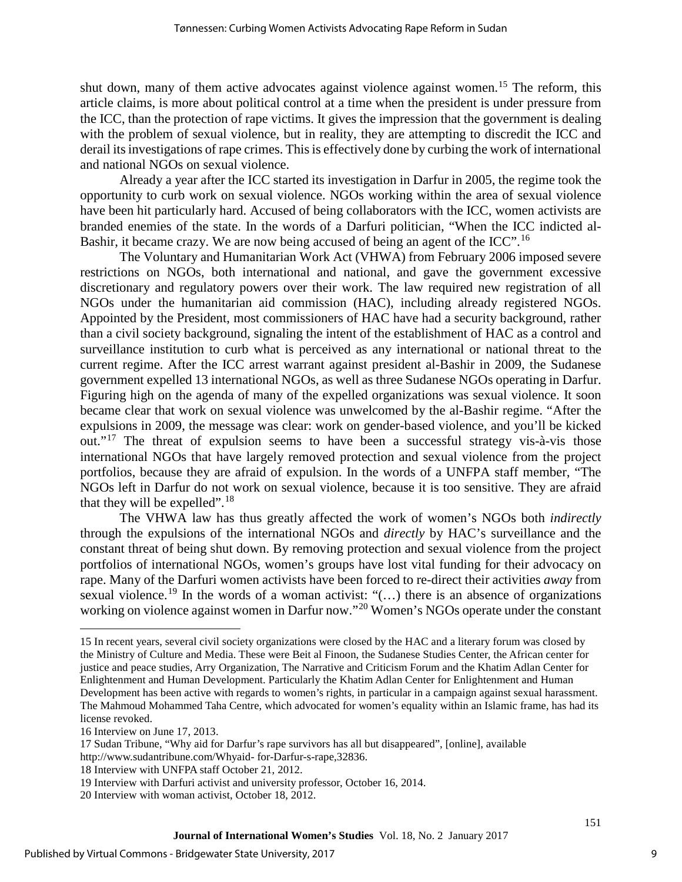shut down, many of them active advocates against violence against women.[15] The reform, this article claims, is more about political control at a time when the president is under pressure from the ICC, than the protection of rape victims. It gives the impression that the government is dealing with the problem of sexual violence, but in reality, they are attempting to discredit the ICC and derail its investigations of rape crimes. This is effectively done by curbing the work of international and national NGOs on sexual violence.

Already a year after the ICC started its investigation in Darfur in 2005, the regime took the opportunity to curb work on sexual violence. NGOs working within the area of sexual violence have been hit particularly hard. Accused of being collaborators with the ICC, women activists are branded enemies of the state. In the words of a Darfuri politician, "When the ICC indicted al-Bashir, it became crazy. We are now being accused of being an agent of the ICC".[16]

The Voluntary and Humanitarian Work Act (VHWA) from February 2006 imposed severe restrictions on NGOs, both international and national, and gave the government excessive discretionary and regulatory powers over their work. The law required new registration of all NGOs under the humanitarian aid commission (HAC), including already registered NGOs. Appointed by the President, most commissioners of HAC have had a security background, rather than a civil society background, signaling the intent of the establishment of HAC as a control and surveillance institution to curb what is perceived as any international or national threat to the current regime. After the ICC arrest warrant against president al-Bashir in 2009, the Sudanese government expelled 13 international NGOs, as well as three Sudanese NGOs operating in Darfur. Figuring high on the agenda of many of the expelled organizations was sexual violence. It soon became clear that work on sexual violence was unwelcomed by the al-Bashir regime. "After the expulsions in 2009, the message was clear: work on gender-based violence, and you'll be kicked out."[17] The threat of expulsion seems to have been a successful strategy vis-à-vis those international NGOs that have largely removed protection and sexual violence from the project portfolios, because they are afraid of expulsion. In the words of a UNFPA staff member, "The NGOs left in Darfur do not work on sexual violence, because it is too sensitive. They are afraid that they will be expelled".[18]

The VHWA law has thus greatly affected the work of women's NGOs both *indirectly* through the expulsions of the international NGOs and *directly* by HAC's surveillance and the constant threat of being shut down. By removing protection and sexual violence from the project portfolios of international NGOs, women's groups have lost vital funding for their advocacy on rape. Many of the Darfuri women activists have been forced to re-direct their activities *away* from sexual violence.[19] In the words of a woman activist: "(…) there is an absence of organizations working on violence against women in Darfur now."[20] Women's NGOs operate under the constant

---

15 In recent years, several civil society organizations were closed by the HAC and a literary forum was closed by the Ministry of Culture and Media. These were Beit al Finoon, the Sudanese Studies Center, the African center for justice and peace studies, Arry Organization, The Narrative and Criticism Forum and the Khatim Adlan Center for Enlightenment and Human Development. Particularly the Khatim Adlan Center for Enlightenment and Human Development has been active with regards to women's rights, in particular in a campaign against sexual harassment. The Mahmoud Mohammed Taha Centre, which advocated for women's equality within an Islamic frame, has had its license revoked.

16 Interview on June 17, 2013.

17 Sudan Tribune, "Why aid for Darfur's rape survivors has all but disappeared", [online], available http://www.sudantribune.com/Whyaid- for-Darfur-s-rape,32836.

18 Interview with UNFPA staff October 21, 2012.

19 Interview with Darfuri activist and university professor, October 16, 2014.

20 Interview with woman activist, October 18, 2012.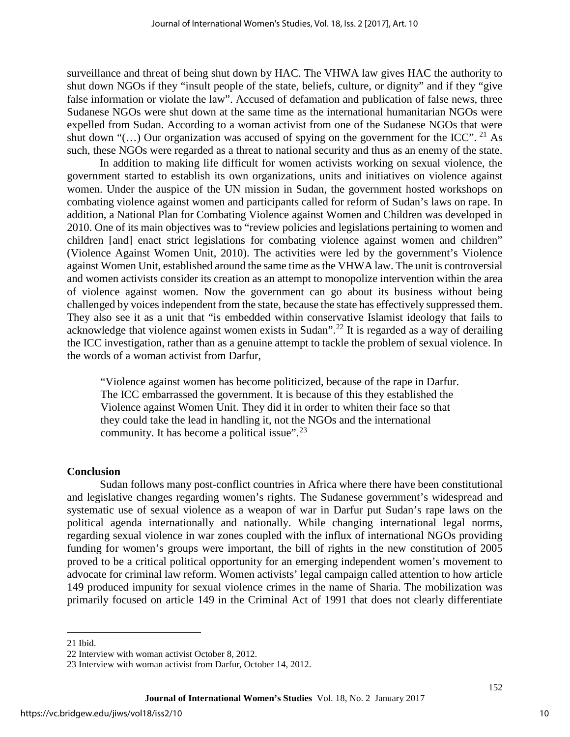surveillance and threat of being shut down by HAC. The VHWA law gives HAC the authority to shut down NGOs if they "insult people of the state, beliefs, culture, or dignity" and if they "give false information or violate the law". Accused of defamation and publication of false news, three Sudanese NGOs were shut down at the same time as the international humanitarian NGOs were expelled from Sudan. According to a woman activist from one of the Sudanese NGOs that were shut down "(…) Our organization was accused of spying on the government for the ICC". [21] As such, these NGOs were regarded as a threat to national security and thus as an enemy of the state.

In addition to making life difficult for women activists working on sexual violence, the government started to establish its own organizations, units and initiatives on violence against women. Under the auspice of the UN mission in Sudan, the government hosted workshops on combating violence against women and participants called for reform of Sudan's laws on rape. In addition, a National Plan for Combating Violence against Women and Children was developed in 2010. One of its main objectives was to "review policies and legislations pertaining to women and children [and] enact strict legislations for combating violence against women and children" (Violence Against Women Unit, 2010). The activities were led by the government's Violence against Women Unit, established around the same time as the VHWA law. The unit is controversial and women activists consider its creation as an attempt to monopolize intervention within the area of violence against women. Now the government can go about its business without being challenged by voices independent from the state, because the state has effectively suppressed them. They also see it as a unit that "is embedded within conservative Islamist ideology that fails to acknowledge that violence against women exists in Sudan".[22] It is regarded as a way of derailing the ICC investigation, rather than as a genuine attempt to tackle the problem of sexual violence. In the words of a woman activist from Darfur,

> "Violence against women has become politicized, because of the rape in Darfur. The ICC embarrassed the government. It is because of this they established the Violence against Women Unit. They did it in order to whiten their face so that they could take the lead in handling it, not the NGOs and the international community. It has become a political issue".[23]

## Conclusion

Sudan follows many post-conflict countries in Africa where there have been constitutional and legislative changes regarding women's rights. The Sudanese government's widespread and systematic use of sexual violence as a weapon of war in Darfur put Sudan's rape laws on the political agenda internationally and nationally. While changing international legal norms, regarding sexual violence in war zones coupled with the influx of international NGOs providing funding for women's groups were important, the bill of rights in the new constitution of 2005 proved to be a critical political opportunity for an emerging independent women's movement to advocate for criminal law reform. Women activists' legal campaign called attention to how article 149 produced impunity for sexual violence crimes in the name of Sharia. The mobilization was primarily focused on article 149 in the Criminal Act of 1991 that does not clearly differentiate

---

21 Ibid.

22 Interview with woman activist October 8, 2012.

23 Interview with woman activist from Darfur, October 14, 2012.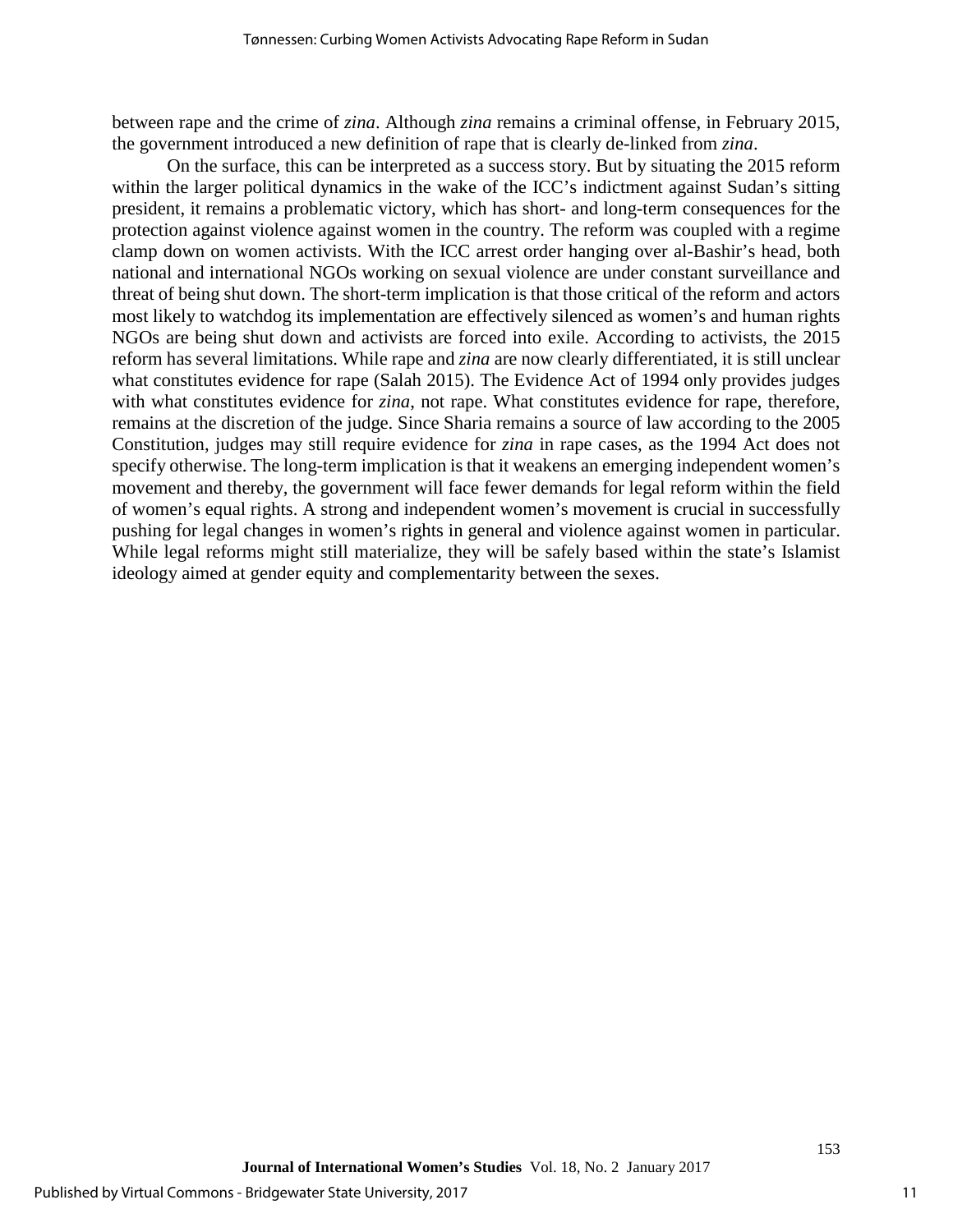between rape and the crime of *zina*. Although *zina* remains a criminal offense, in February 2015, the government introduced a new definition of rape that is clearly de-linked from *zina*.

On the surface, this can be interpreted as a success story. But by situating the 2015 reform within the larger political dynamics in the wake of the ICC's indictment against Sudan's sitting president, it remains a problematic victory, which has short- and long-term consequences for the protection against violence against women in the country. The reform was coupled with a regime clamp down on women activists. With the ICC arrest order hanging over al-Bashir's head, both national and international NGOs working on sexual violence are under constant surveillance and threat of being shut down. The short-term implication is that those critical of the reform and actors most likely to watchdog its implementation are effectively silenced as women's and human rights NGOs are being shut down and activists are forced into exile. According to activists, the 2015 reform has several limitations. While rape and *zina* are now clearly differentiated, it is still unclear what constitutes evidence for rape (Salah 2015). The Evidence Act of 1994 only provides judges with what constitutes evidence for *zina*, not rape. What constitutes evidence for rape, therefore, remains at the discretion of the judge. Since Sharia remains a source of law according to the 2005 Constitution, judges may still require evidence for *zina* in rape cases, as the 1994 Act does not specify otherwise. The long-term implication is that it weakens an emerging independent women's movement and thereby, the government will face fewer demands for legal reform within the field of women's equal rights. A strong and independent women's movement is crucial in successfully pushing for legal changes in women's rights in general and violence against women in particular. While legal reforms might still materialize, they will be safely based within the state's Islamist ideology aimed at gender equity and complementarity between the sexes.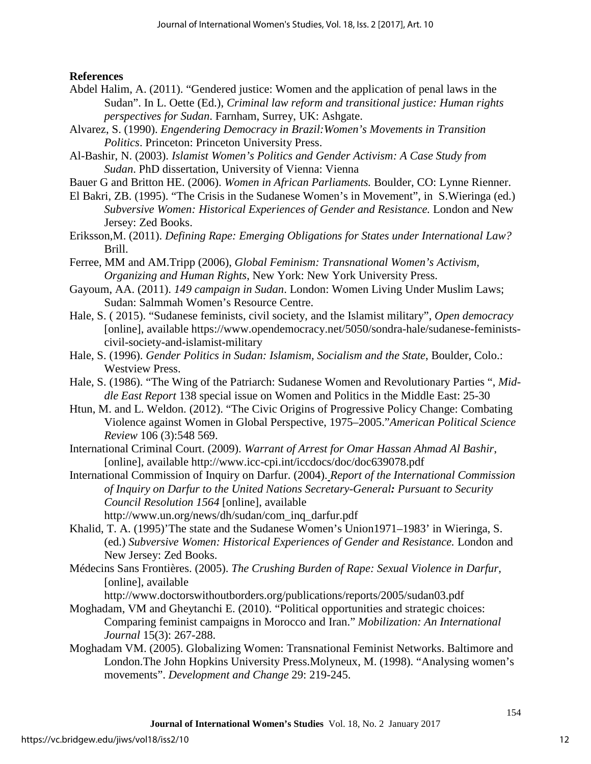**References**

Abdel Halim, A. (2011). "Gendered justice: Women and the application of penal laws in the Sudan". In L. Oette (Ed.), *Criminal law reform and transitional justice: Human rights perspectives for Sudan*. Farnham, Surrey, UK: Ashgate.

Alvarez, S. (1990). *Engendering Democracy in Brazil:Women's Movements in Transition Politics*. Princeton: Princeton University Press.

Al-Bashir, N. (2003). *Islamist Women's Politics and Gender Activism: A Case Study from Sudan*. PhD dissertation, University of Vienna: Vienna

Bauer G and Britton HE. (2006). *Women in African Parliaments.* Boulder, CO: Lynne Rienner.

El Bakri, ZB. (1995). "The Crisis in the Sudanese Women's in Movement", in S.Wieringa (ed.) *Subversive Women: Historical Experiences of Gender and Resistance.* London and New Jersey: Zed Books.

Eriksson,M. (2011). *Defining Rape: Emerging Obligations for States under International Law?* Brill.

Ferree, MM and AM.Tripp (2006), *Global Feminism: Transnational Women's Activism, Organizing and Human Rights*, New York: New York University Press.

Gayoum, AA. (2011). *149 campaign in Sudan*. London: Women Living Under Muslim Laws; Sudan: Salmmah Women's Resource Centre.

Hale, S. ( 2015). "Sudanese feminists, civil society, and the Islamist military", *Open democracy* [online], available https://www.opendemocracy.net/5050/sondra-hale/sudanese-feminists-civil-society-and-islamist-military

Hale, S. (1996). *Gender Politics in Sudan: Islamism, Socialism and the State*, Boulder, Colo.: Westview Press.

Hale, S. (1986). "The Wing of the Patriarch: Sudanese Women and Revolutionary Parties ", *Middle East Report* 138 special issue on Women and Politics in the Middle East: 25-30

Htun, M. and L. Weldon. (2012). "The Civic Origins of Progressive Policy Change: Combating Violence against Women in Global Perspective, 1975–2005."*American Political Science Review* 106 (3):548 569.

International Criminal Court. (2009). *Warrant of Arrest for Omar Hassan Ahmad Al Bashir*, [online], available http://www.icc-cpi.int/iccdocs/doc/doc639078.pdf

International Commission of Inquiry on Darfur. (2004). *Report of the International Commission of Inquiry on Darfur to the United Nations Secretary-General: Pursuant to Security Council Resolution 1564* [online], available http://www.un.org/news/dh/sudan/com_inq_darfur.pdf

Khalid, T. A. (1995)'The state and the Sudanese Women's Union1971–1983' in Wieringa, S. (ed.) *Subversive Women: Historical Experiences of Gender and Resistance.* London and New Jersey: Zed Books.

Médecins Sans Frontières. (2005). *The Crushing Burden of Rape: Sexual Violence in Darfur*, [online], available http://www.doctorswithoutborders.org/publications/reports/2005/sudan03.pdf

Moghadam, VM and Gheytanchi E. (2010). "Political opportunities and strategic choices: Comparing feminist campaigns in Morocco and Iran." *Mobilization: An International Journal* 15(3): 267-288.

Moghadam VM. (2005). Globalizing Women: Transnational Feminist Networks. Baltimore and London.The John Hopkins University Press.Molyneux, M. (1998). "Analysing women's movements". *Development and Change* 29: 219-245.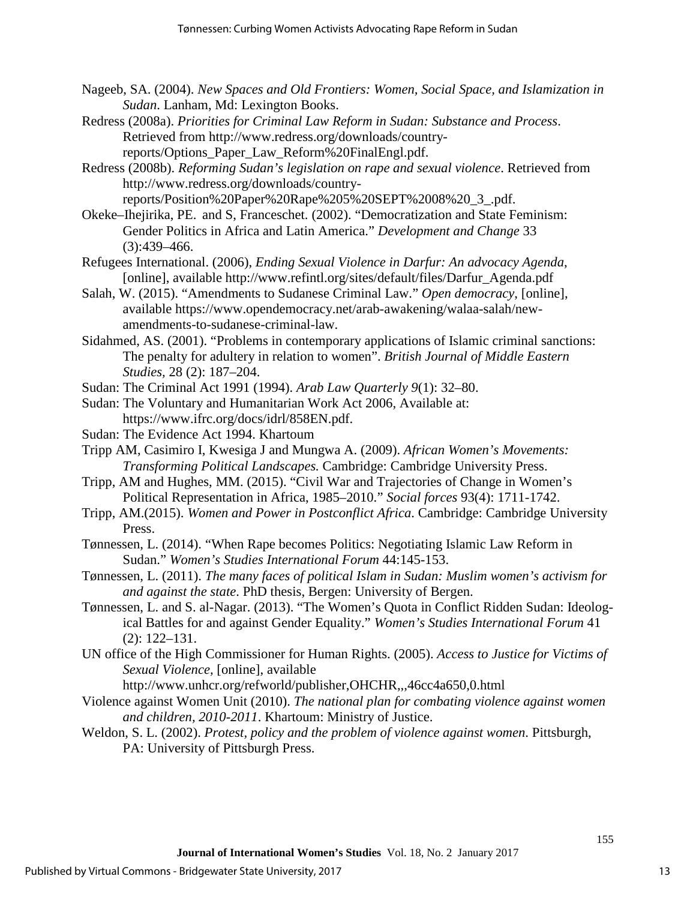Nageeb, SA. (2004). *New Spaces and Old Frontiers: Women, Social Space, and Islamization in Sudan*. Lanham, Md: Lexington Books.

Redress (2008a). *Priorities for Criminal Law Reform in Sudan: Substance and Process*. Retrieved from http://www.redress.org/downloads/country-reports/Options_Paper_Law_Reform%20FinalEngl.pdf.

Redress (2008b). *Reforming Sudan's legislation on rape and sexual violence*. Retrieved from http://www.redress.org/downloads/country-reports/Position%20Paper%20Rape%205%20SEPT%2008%20_3_.pdf.

Okeke–Ihejirika, PE. and S, Franceschet. (2002). "Democratization and State Feminism: Gender Politics in Africa and Latin America." *Development and Change* 33 (3):439–466.

Refugees International. (2006), *Ending Sexual Violence in Darfur: An advocacy Agenda*, [online], available http://www.refintl.org/sites/default/files/Darfur_Agenda.pdf

Salah, W. (2015). "Amendments to Sudanese Criminal Law." *Open democracy*, [online], available https://www.opendemocracy.net/arab-awakening/walaa-salah/new-amendments-to-sudanese-criminal-law.

Sidahmed, AS. (2001). "Problems in contemporary applications of Islamic criminal sanctions: The penalty for adultery in relation to women". *British Journal of Middle Eastern Studies*, 28 (2): 187–204.

Sudan: The Criminal Act 1991 (1994). *Arab Law Quarterly 9*(1): 32–80.

Sudan: The Voluntary and Humanitarian Work Act 2006, Available at: https://www.ifrc.org/docs/idrl/858EN.pdf.

Sudan: The Evidence Act 1994. Khartoum

Tripp AM, Casimiro I, Kwesiga J and Mungwa A. (2009). *African Women's Movements: Transforming Political Landscapes.* Cambridge: Cambridge University Press.

Tripp, AM and Hughes, MM. (2015). "Civil War and Trajectories of Change in Women's Political Representation in Africa, 1985–2010." *Social forces* 93(4): 1711-1742.

Tripp, AM.(2015). *Women and Power in Postconflict Africa*. Cambridge: Cambridge University Press.

Tønnessen, L. (2014). "When Rape becomes Politics: Negotiating Islamic Law Reform in Sudan." *Women's Studies International Forum* 44:145-153.

Tønnessen, L. (2011). *The many faces of political Islam in Sudan: Muslim women's activism for and against the state*. PhD thesis, Bergen: University of Bergen.

Tønnessen, L. and S. al-Nagar. (2013). "The Women's Quota in Conflict Ridden Sudan: Ideological Battles for and against Gender Equality." *Women's Studies International Forum* 41 (2): 122–131.

UN office of the High Commissioner for Human Rights. (2005). *Access to Justice for Victims of Sexual Violence*, [online], available http://www.unhcr.org/refworld/publisher,OHCHR,,,46cc4a650,0.html

Violence against Women Unit (2010). *The national plan for combating violence against women and children, 2010-2011*. Khartoum: Ministry of Justice.

Weldon, S. L. (2002). *Protest, policy and the problem of violence against women*. Pittsburgh, PA: University of Pittsburgh Press.